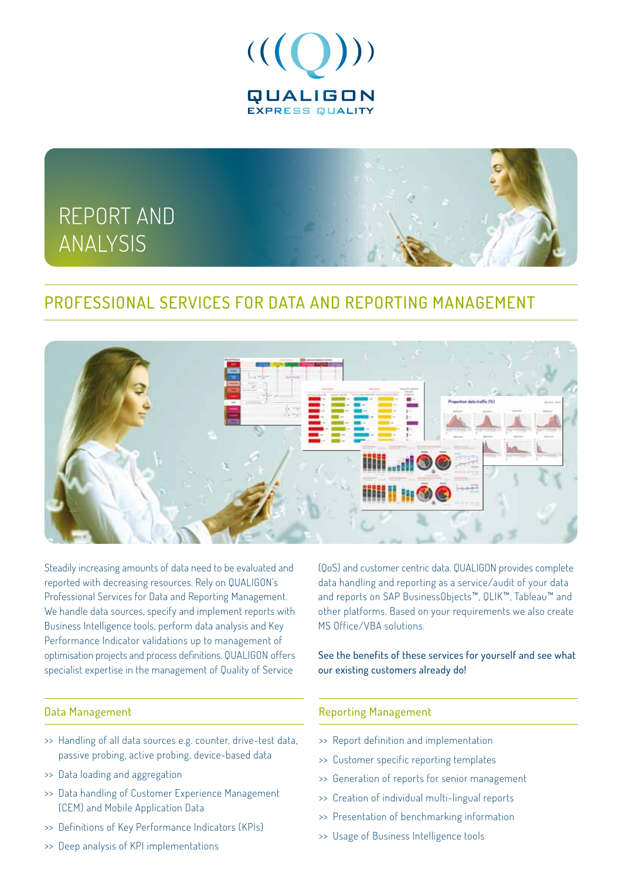QUALIGON

EXPRESS QUALITY

# REPORT AND ANALYSIS

## PROFESSIONAL SERVICES FOR DATA AND REPORTING MANAGEMENT

Steadily increasing amounts of data need to be evaluated and reported with decreasing resources. Rely on QUALIGON's Professional Services for Data and Reporting Management. We handle data sources, specify and implement reports with Business Intelligence tools, perform data analysis and Key Performance Indicator validations up to management of optimisation projects and process definitions. QUALIGON offers specialist expertise in the management of Quality of Service (QoS) and customer centric data. QUALIGON provides complete data handling and reporting as a service/audit of your data and reports on SAP BusinessObjects™, QLIK™, Tableau™ and other platforms. Based on your requirements we also create MS Office/VBA solutions.

See the benefits of these services for yourself and see what our existing customers already do!

### Data Management

- >> Handling of all data sources e.g. counter, drive-test data, passive probing, active probing, device-based data
- >> Data loading and aggregation
- >> Data handling of Customer Experience Management (CEM) and Mobile Application Data
- >> Definitions of Key Performance Indicators (KPIs)
- >> Deep analysis of KPI implementations

### Reporting Management

- >> Report definition and implementation
- >> Customer specific reporting templates
- >> Generation of reports for senior management
- >> Creation of individual multi-lingual reports
- >> Presentation of benchmarking information
- >> Usage of Business Intelligence tools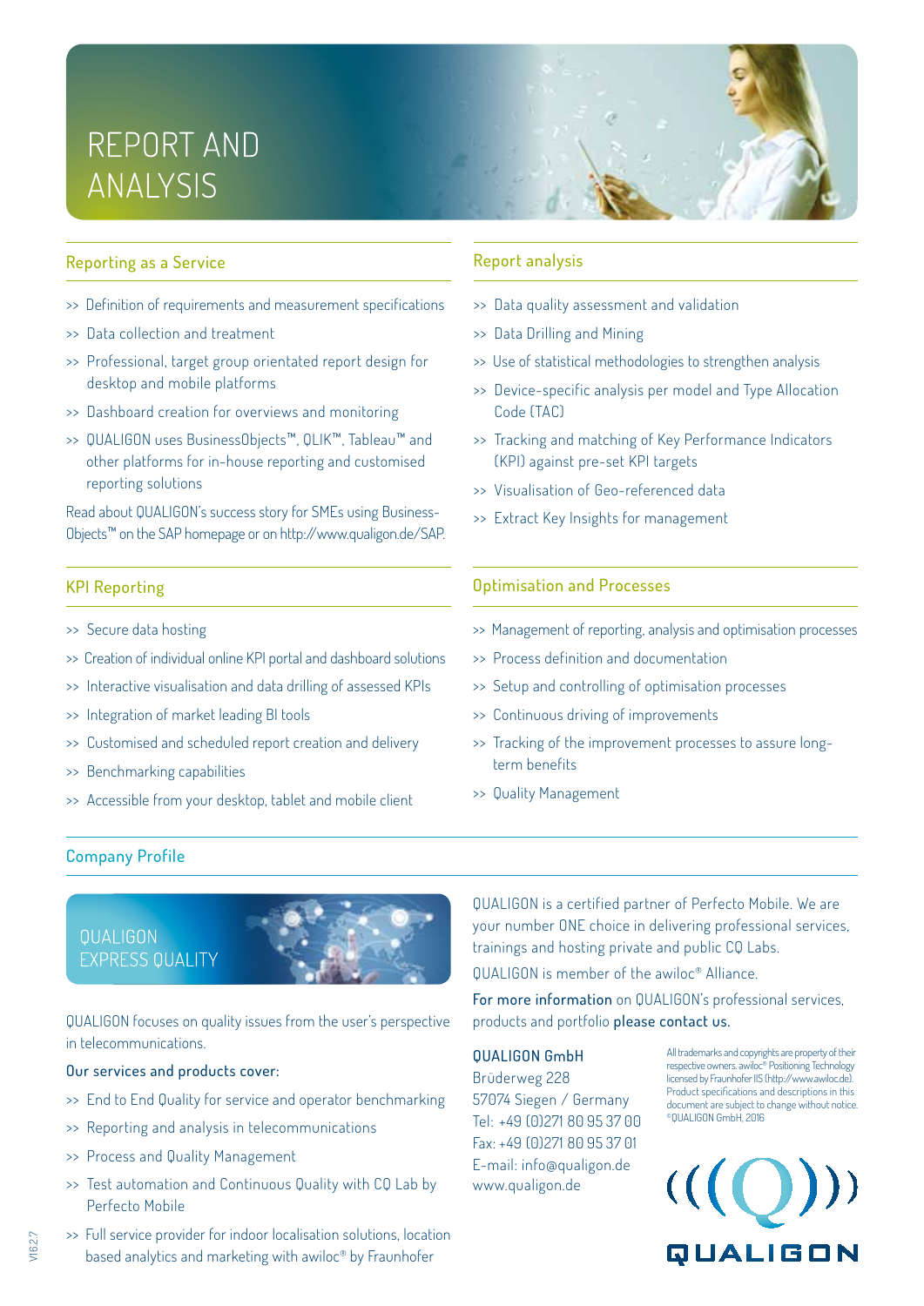# REPORT AND ANALYSIS

## Reporting as a Service

- Definition of requirements and measurement specifications
- Data collection and treatment
- Professional, target group orientated report design for desktop and mobile platforms
- Dashboard creation for overviews and monitoring
- QUALIGON uses BusinessObjects™, QLIK™, Tableau™ and other platforms for in-house reporting and customised reporting solutions

Read about QUALIGON's success story for SMEs using Business-Objects™ on the SAP homepage or on http://www.qualigon.de/SAP.

## Report analysis

- Data quality assessment and validation
- Data Drilling and Mining
- Use of statistical methodologies to strengthen analysis
- Device-specific analysis per model and Type Allocation Code (TAC)
- Tracking and matching of Key Performance Indicators (KPI) against pre-set KPI targets
- Visualisation of Geo-referenced data
- Extract Key Insights for management

## KPI Reporting

- Secure data hosting
- Creation of individual online KPI portal and dashboard solutions
- Interactive visualisation and data drilling of assessed KPIs
- Integration of market leading BI tools
- Customised and scheduled report creation and delivery
- Benchmarking capabilities
- Accessible from your desktop, tablet and mobile client

## Optimisation and Processes

- Management of reporting, analysis and optimisation processes
- Process definition and documentation
- Setup and controlling of optimisation processes
- Continuous driving of improvements
- Tracking of the improvement processes to assure long-term benefits
- Quality Management

## Company Profile

QUALIGON EXPRESS QUALITY

QUALIGON focuses on quality issues from the user's perspective in telecommunications.

Our services and products cover:

- End to End Quality for service and operator benchmarking
- Reporting and analysis in telecommunications
- Process and Quality Management
- Test automation and Continuous Quality with CQ Lab by Perfecto Mobile
- Full service provider for indoor localisation solutions, location based analytics and marketing with awiloc® by Fraunhofer

QUALIGON is a certified partner of Perfecto Mobile. We are your number ONE choice in delivering professional services, trainings and hosting private and public CQ Labs.

QUALIGON is member of the awiloc® Alliance.

For more information on QUALIGON's professional services, products and portfolio please contact us.

**QUALIGON GmbH**
Brüderweg 228
57074 Siegen / Germany
Tel: +49 (0)271 80 95 37 00
Fax: +49 (0)271 80 95 37 01
E-mail: info@qualigon.de
www.qualigon.de

All trademarks and copyrights are property of their respective owners. awiloc® Positioning Technology licensed by Fraunhofer IIS (http://www.awiloc.de). Product specifications and descriptions in this document are subject to change without notice. ©QUALIGON GmbH, 2016

QUALIGON

V16.2.7